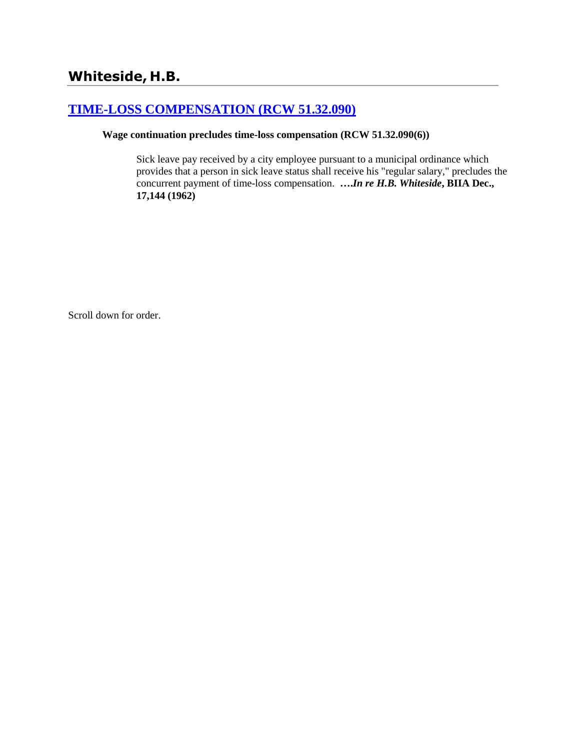# Whiteside, H.B.

## [TIME-LOSS COMPENSATION (RCW 51.32.090)]()

**Wage continuation precludes time-loss compensation (RCW 51.32.090(6))**

Sick leave pay received by a city employee pursuant to a municipal ordinance which provides that a person in sick leave status shall receive his "regular salary," precludes the concurrent payment of time-loss compensation. **….*In re H.B. Whiteside*, BIIA Dec., 17,144 (1962)**

Scroll down for order.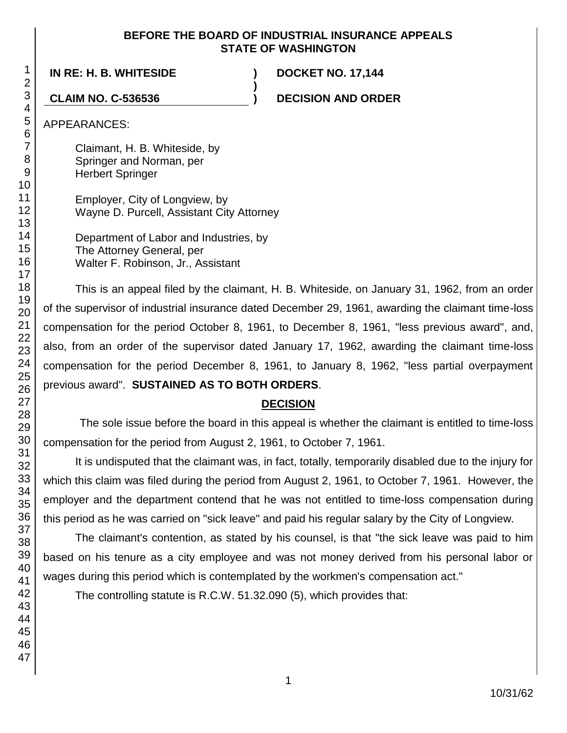**BEFORE THE BOARD OF INDUSTRIAL INSURANCE APPEALS**
**STATE OF WASHINGTON**

| **IN RE: H. B. WHITESIDE** | **)** | **DOCKET NO. 17,144** |
|---|---|---|
| | **)** | |
| **CLAIM NO. C-536536** | **)** | **DECISION AND ORDER** |

APPEARANCES:

Claimant, H. B. Whiteside, by
Springer and Norman, per
Herbert Springer

Employer, City of Longview, by
Wayne D. Purcell, Assistant City Attorney

Department of Labor and Industries, by
The Attorney General, per
Walter F. Robinson, Jr., Assistant

This is an appeal filed by the claimant, H. B. Whiteside, on January 31, 1962, from an order of the supervisor of industrial insurance dated December 29, 1961, awarding the claimant time-loss compensation for the period October 8, 1961, to December 8, 1961, "less previous award", and, also, from an order of the supervisor dated January 17, 1962, awarding the claimant time-loss compensation for the period December 8, 1961, to January 8, 1962, "less partial overpayment previous award". **SUSTAINED AS TO BOTH ORDERS**.

## DECISION

The sole issue before the board in this appeal is whether the claimant is entitled to time-loss compensation for the period from August 2, 1961, to October 7, 1961.

It is undisputed that the claimant was, in fact, totally, temporarily disabled due to the injury for which this claim was filed during the period from August 2, 1961, to October 7, 1961. However, the employer and the department contend that he was not entitled to time-loss compensation during this period as he was carried on "sick leave" and paid his regular salary by the City of Longview.

The claimant's contention, as stated by his counsel, is that "the sick leave was paid to him based on his tenure as a city employee and was not money derived from his personal labor or wages during this period which is contemplated by the workmen's compensation act."

The controlling statute is R.C.W. 51.32.090 (5), which provides that: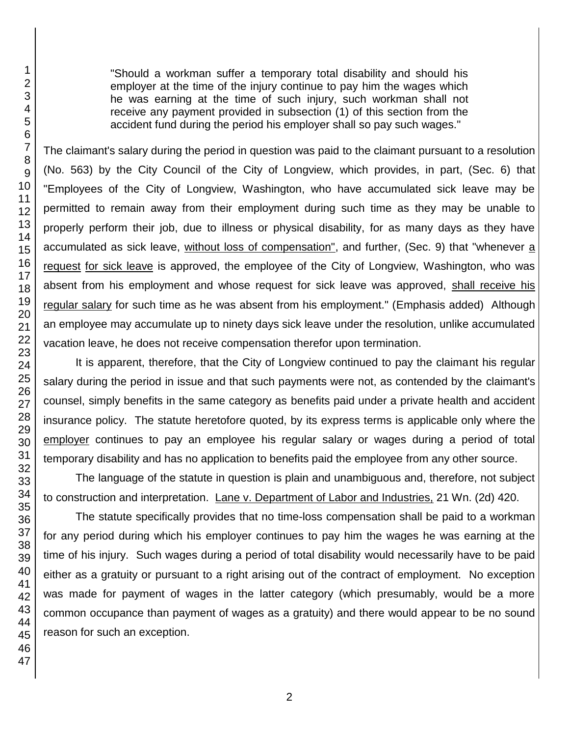> "Should a workman suffer a temporary total disability and should his employer at the time of the injury continue to pay him the wages which he was earning at the time of such injury, such workman shall not receive any payment provided in subsection (1) of this section from the accident fund during the period his employer shall so pay such wages."

The claimant's salary during the period in question was paid to the claimant pursuant to a resolution (No. 563) by the City Council of the City of Longview, which provides, in part, (Sec. 6) that "Employees of the City of Longview, Washington, who have accumulated sick leave may be permitted to remain away from their employment during such time as they may be unable to properly perform their job, due to illness or physical disability, for as many days as they have accumulated as sick leave, <u>without loss of compensation"</u>, and further, (Sec. 9) that "whenever <u>a request for sick leave</u> is approved, the employee of the City of Longview, Washington, who was absent from his employment and whose request for sick leave was approved, <u>shall receive his regular salary</u> for such time as he was absent from his employment." (Emphasis added) Although an employee may accumulate up to ninety days sick leave under the resolution, unlike accumulated vacation leave, he does not receive compensation therefor upon termination.

It is apparent, therefore, that the City of Longview continued to pay the claimant his regular salary during the period in issue and that such payments were not, as contended by the claimant's counsel, simply benefits in the same category as benefits paid under a private health and accident insurance policy. The statute heretofore quoted, by its express terms is applicable only where the <u>employer</u> continues to pay an employee his regular salary or wages during a period of total temporary disability and has no application to benefits paid the employee from any other source.

The language of the statute in question is plain and unambiguous and, therefore, not subject to construction and interpretation. <u>Lane v. Department of Labor and Industries,</u> 21 Wn. (2d) 420.

The statute specifically provides that no time-loss compensation shall be paid to a workman for any period during which his employer continues to pay him the wages he was earning at the time of his injury. Such wages during a period of total disability would necessarily have to be paid either as a gratuity or pursuant to a right arising out of the contract of employment. No exception was made for payment of wages in the latter category (which presumably, would be a more common occupance than payment of wages as a gratuity) and there would appear to be no sound reason for such an exception.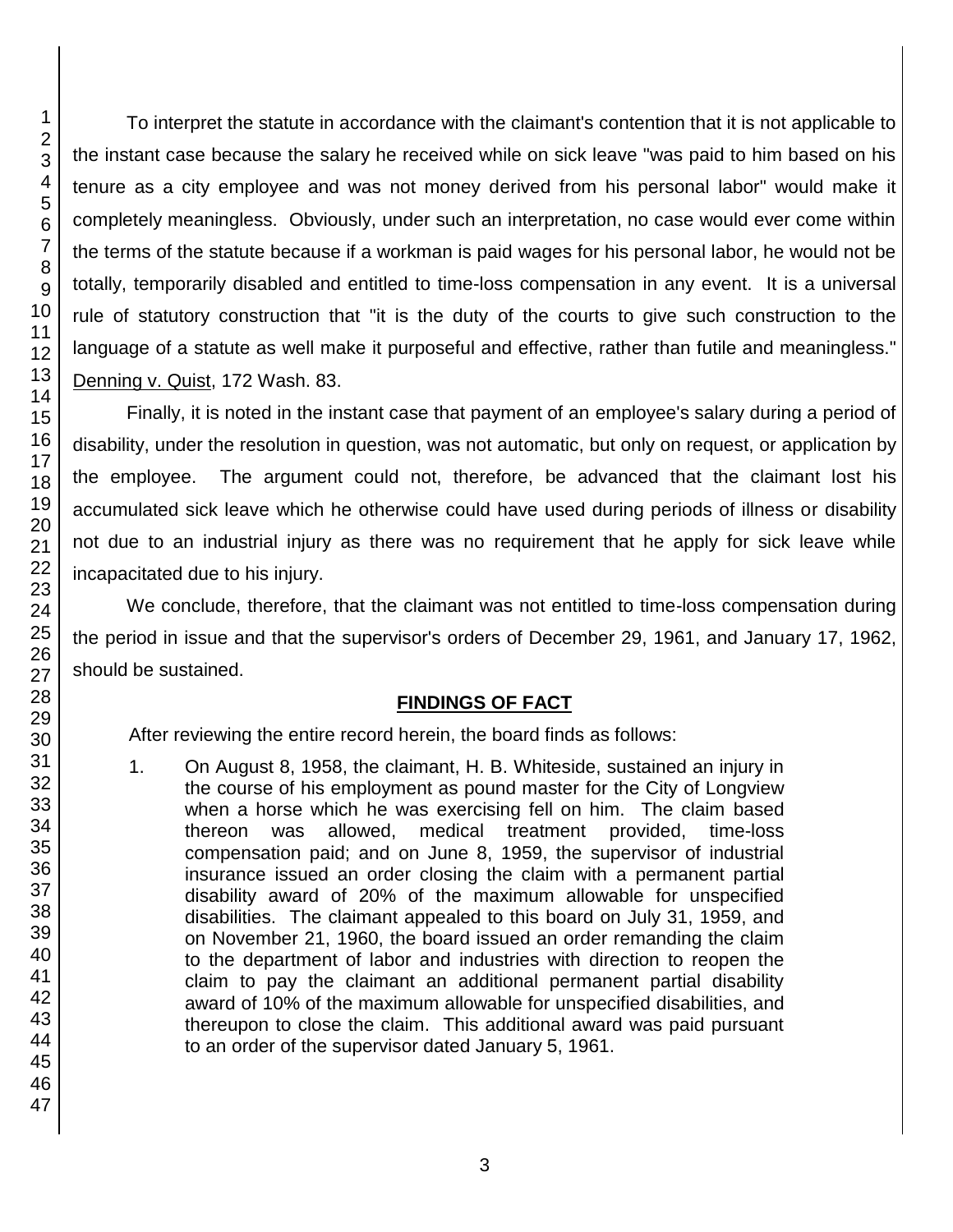To interpret the statute in accordance with the claimant's contention that it is not applicable to the instant case because the salary he received while on sick leave "was paid to him based on his tenure as a city employee and was not money derived from his personal labor" would make it completely meaningless. Obviously, under such an interpretation, no case would ever come within the terms of the statute because if a workman is paid wages for his personal labor, he would not be totally, temporarily disabled and entitled to time-loss compensation in any event. It is a universal rule of statutory construction that "it is the duty of the courts to give such construction to the language of a statute as well make it purposeful and effective, rather than futile and meaningless." Denning v. Quist, 172 Wash. 83.

Finally, it is noted in the instant case that payment of an employee's salary during a period of disability, under the resolution in question, was not automatic, but only on request, or application by the employee. The argument could not, therefore, be advanced that the claimant lost his accumulated sick leave which he otherwise could have used during periods of illness or disability not due to an industrial injury as there was no requirement that he apply for sick leave while incapacitated due to his injury.

We conclude, therefore, that the claimant was not entitled to time-loss compensation during the period in issue and that the supervisor's orders of December 29, 1961, and January 17, 1962, should be sustained.

## FINDINGS OF FACT

After reviewing the entire record herein, the board finds as follows:

1. On August 8, 1958, the claimant, H. B. Whiteside, sustained an injury in the course of his employment as pound master for the City of Longview when a horse which he was exercising fell on him. The claim based thereon was allowed, medical treatment provided, time-loss compensation paid; and on June 8, 1959, the supervisor of industrial insurance issued an order closing the claim with a permanent partial disability award of 20% of the maximum allowable for unspecified disabilities. The claimant appealed to this board on July 31, 1959, and on November 21, 1960, the board issued an order remanding the claim to the department of labor and industries with direction to reopen the claim to pay the claimant an additional permanent partial disability award of 10% of the maximum allowable for unspecified disabilities, and thereupon to close the claim. This additional award was paid pursuant to an order of the supervisor dated January 5, 1961.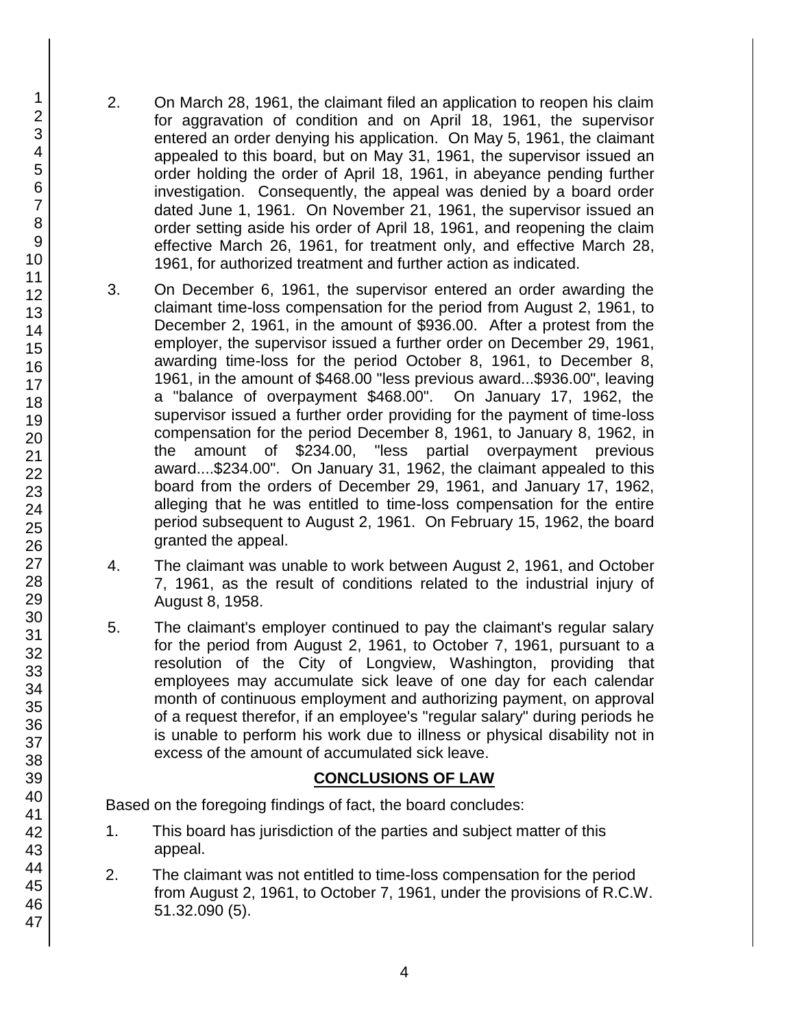2. On March 28, 1961, the claimant filed an application to reopen his claim for aggravation of condition and on April 18, 1961, the supervisor entered an order denying his application. On May 5, 1961, the claimant appealed to this board, but on May 31, 1961, the supervisor issued an order holding the order of April 18, 1961, in abeyance pending further investigation. Consequently, the appeal was denied by a board order dated June 1, 1961. On November 21, 1961, the supervisor issued an order setting aside his order of April 18, 1961, and reopening the claim effective March 26, 1961, for treatment only, and effective March 28, 1961, for authorized treatment and further action as indicated.

3. On December 6, 1961, the supervisor entered an order awarding the claimant time-loss compensation for the period from August 2, 1961, to December 2, 1961, in the amount of $936.00. After a protest from the employer, the supervisor issued a further order on December 29, 1961, awarding time-loss for the period October 8, 1961, to December 8, 1961, in the amount of $468.00 "less previous award...$936.00", leaving a "balance of overpayment $468.00". On January 17, 1962, the supervisor issued a further order providing for the payment of time-loss compensation for the period December 8, 1961, to January 8, 1962, in the amount of $234.00, "less partial overpayment previous award....$234.00". On January 31, 1962, the claimant appealed to this board from the orders of December 29, 1961, and January 17, 1962, alleging that he was entitled to time-loss compensation for the entire period subsequent to August 2, 1961. On February 15, 1962, the board granted the appeal.

4. The claimant was unable to work between August 2, 1961, and October 7, 1961, as the result of conditions related to the industrial injury of August 8, 1958.

5. The claimant's employer continued to pay the claimant's regular salary for the period from August 2, 1961, to October 7, 1961, pursuant to a resolution of the City of Longview, Washington, providing that employees may accumulate sick leave of one day for each calendar month of continuous employment and authorizing payment, on approval of a request therefor, if an employee's "regular salary" during periods he is unable to perform his work due to illness or physical disability not in excess of the amount of accumulated sick leave.

## CONCLUSIONS OF LAW

Based on the foregoing findings of fact, the board concludes:

1. This board has jurisdiction of the parties and subject matter of this appeal.

2. The claimant was not entitled to time-loss compensation for the period from August 2, 1961, to October 7, 1961, under the provisions of R.C.W. 51.32.090 (5).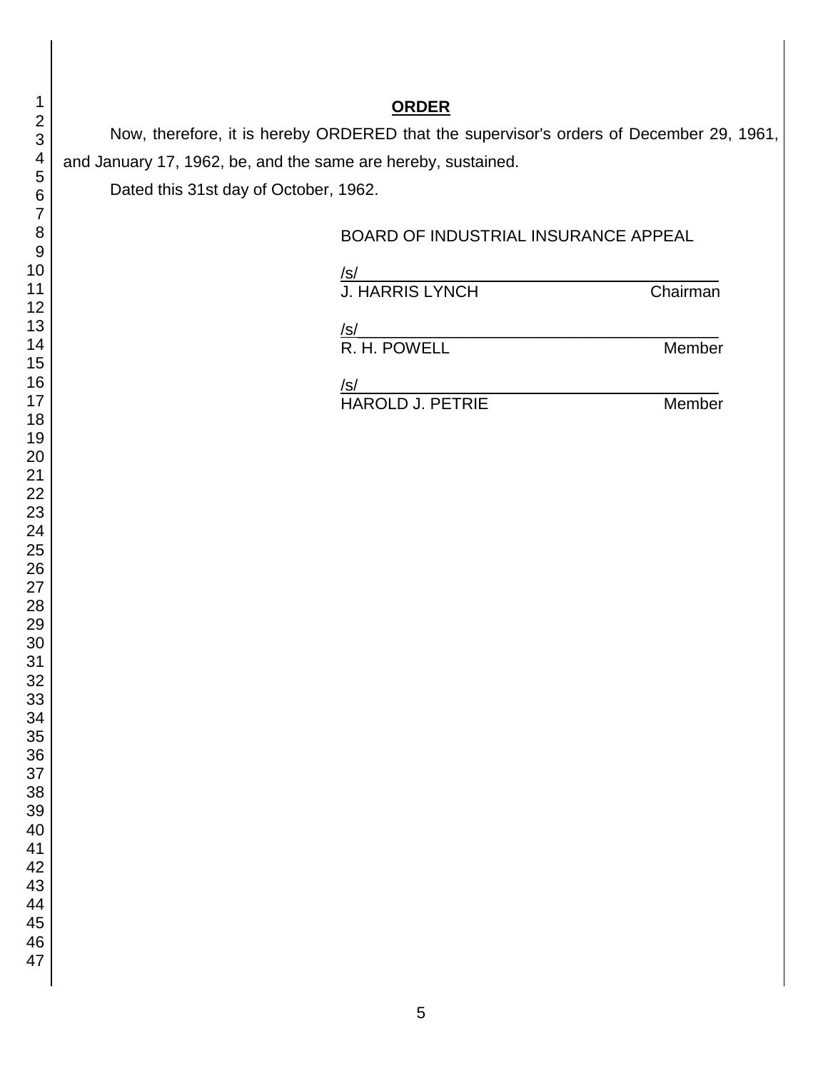## ORDER

Now, therefore, it is hereby ORDERED that the supervisor's orders of December 29, 1961, and January 17, 1962, be, and the same are hereby, sustained.

Dated this 31st day of October, 1962.

BOARD OF INDUSTRIAL INSURANCE APPEAL

/s/
J. HARRIS LYNCH Chairman

/s/
R. H. POWELL Member

/s/
HAROLD J. PETRIE Member